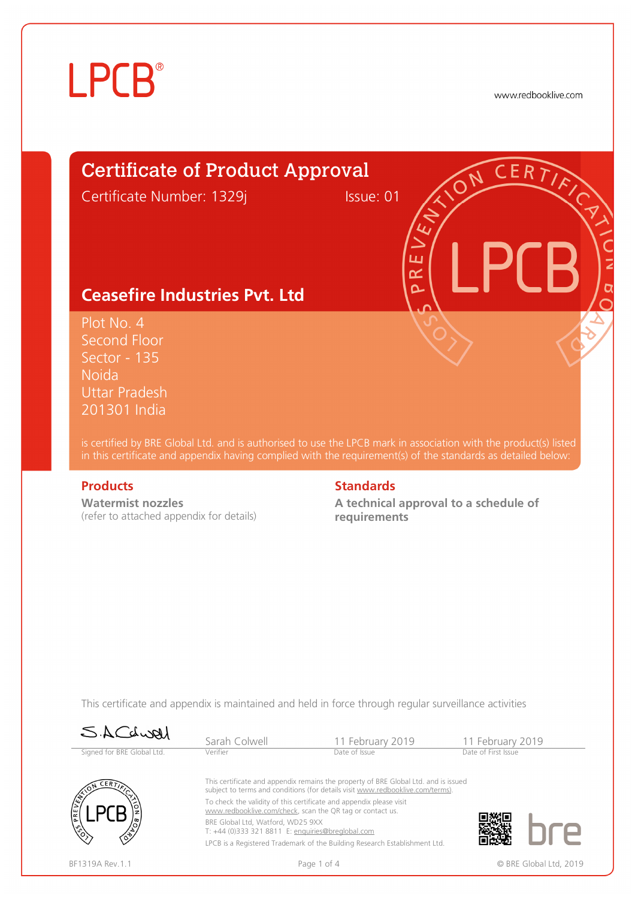LPCB®

www.redbooklive.com

# Certificate of Product Approval

Certificate Number: 1329j

Issue: 01

## Ceasefire Industries Pvt. Ltd

Plot No. 4
Second Floor
Sector - 135
Noida
Uttar Pradesh
201301 India

is certified by BRE Global Ltd. and is authorised to use the LPCB mark in association with the product(s) listed in this certificate and appendix having complied with the requirement(s) of the standards as detailed below:

### Products

**Watermist nozzles**
(refer to attached appendix for details)

### Standards

**A technical approval to a schedule of requirements**

This certificate and appendix is maintained and held in force through regular surveillance activities

| Signed for BRE Global Ltd. | Sarah Colwell | 11 February 2019 | 11 February 2019 |
|---|---|---|---|
| | Verifier | Date of Issue | Date of First Issue |

This certificate and appendix remains the property of BRE Global Ltd. and is issued subject to terms and conditions (for details visit www.redbooklive.com/terms).

To check the validity of this certificate and appendix please visit www.redbooklive.com/check, scan the QR tag or contact us.

BRE Global Ltd, Watford, WD25 9XX
T: +44 (0)333 321 8811 E: enquiries@breglobal.com

LPCB is a Registered Trademark of the Building Research Establishment Ltd.

BF1319A Rev.1.1

© BRE Global Ltd, 2019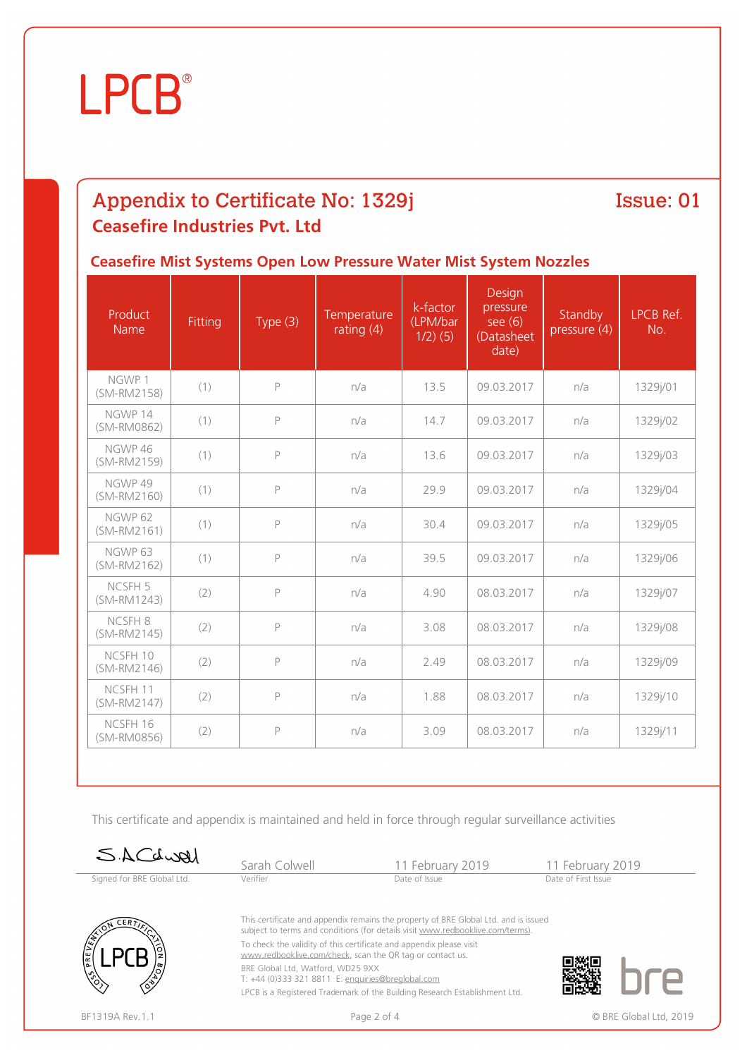# Appendix to Certificate No: 1329j

Issue: 01

## Ceasefire Industries Pvt. Ltd

### Ceasefire Mist Systems Open Low Pressure Water Mist System Nozzles

| Product Name | Fitting | Type (3) | Temperature rating (4) | k-factor (LPM/bar 1/2) (5) | Design pressure see (6) (Datasheet date) | Standby pressure (4) | LPCB Ref. No. |
|---|---|---|---|---|---|---|---|
| NGWP 1 (SM-RM2158) | (1) | P | n/a | 13.5 | 09.03.2017 | n/a | 1329j/01 |
| NGWP 14 (SM-RM0862) | (1) | P | n/a | 14.7 | 09.03.2017 | n/a | 1329j/02 |
| NGWP 46 (SM-RM2159) | (1) | P | n/a | 13.6 | 09.03.2017 | n/a | 1329j/03 |
| NGWP 49 (SM-RM2160) | (1) | P | n/a | 29.9 | 09.03.2017 | n/a | 1329j/04 |
| NGWP 62 (SM-RM2161) | (1) | P | n/a | 30.4 | 09.03.2017 | n/a | 1329j/05 |
| NGWP 63 (SM-RM2162) | (1) | P | n/a | 39.5 | 09.03.2017 | n/a | 1329j/06 |
| NCSFH 5 (SM-RM1243) | (2) | P | n/a | 4.90 | 08.03.2017 | n/a | 1329j/07 |
| NCSFH 8 (SM-RM2145) | (2) | P | n/a | 3.08 | 08.03.2017 | n/a | 1329j/08 |
| NCSFH 10 (SM-RM2146) | (2) | P | n/a | 2.49 | 08.03.2017 | n/a | 1329j/09 |
| NCSFH 11 (SM-RM2147) | (2) | P | n/a | 1.88 | 08.03.2017 | n/a | 1329j/10 |
| NCSFH 16 (SM-RM0856) | (2) | P | n/a | 3.09 | 08.03.2017 | n/a | 1329j/11 |

This certificate and appendix is maintained and held in force through regular surveillance activities

| Signed for BRE Global Ltd. | Sarah Colwell | 11 February 2019 | 11 February 2019 |
|---|---|---|---|
| | Verifier | Date of Issue | Date of First Issue |

This certificate and appendix remains the property of BRE Global Ltd. and is issued subject to terms and conditions (for details visit www.redbooklive.com/terms).

To check the validity of this certificate and appendix please visit www.redbooklive.com/check, scan the QR tag or contact us.

BRE Global Ltd, Watford, WD25 9XX
T: +44 (0)333 321 8811 E: enquiries@breglobal.com

LPCB is a Registered Trademark of the Building Research Establishment Ltd.

BF1319A Rev.1.1

© BRE Global Ltd, 2019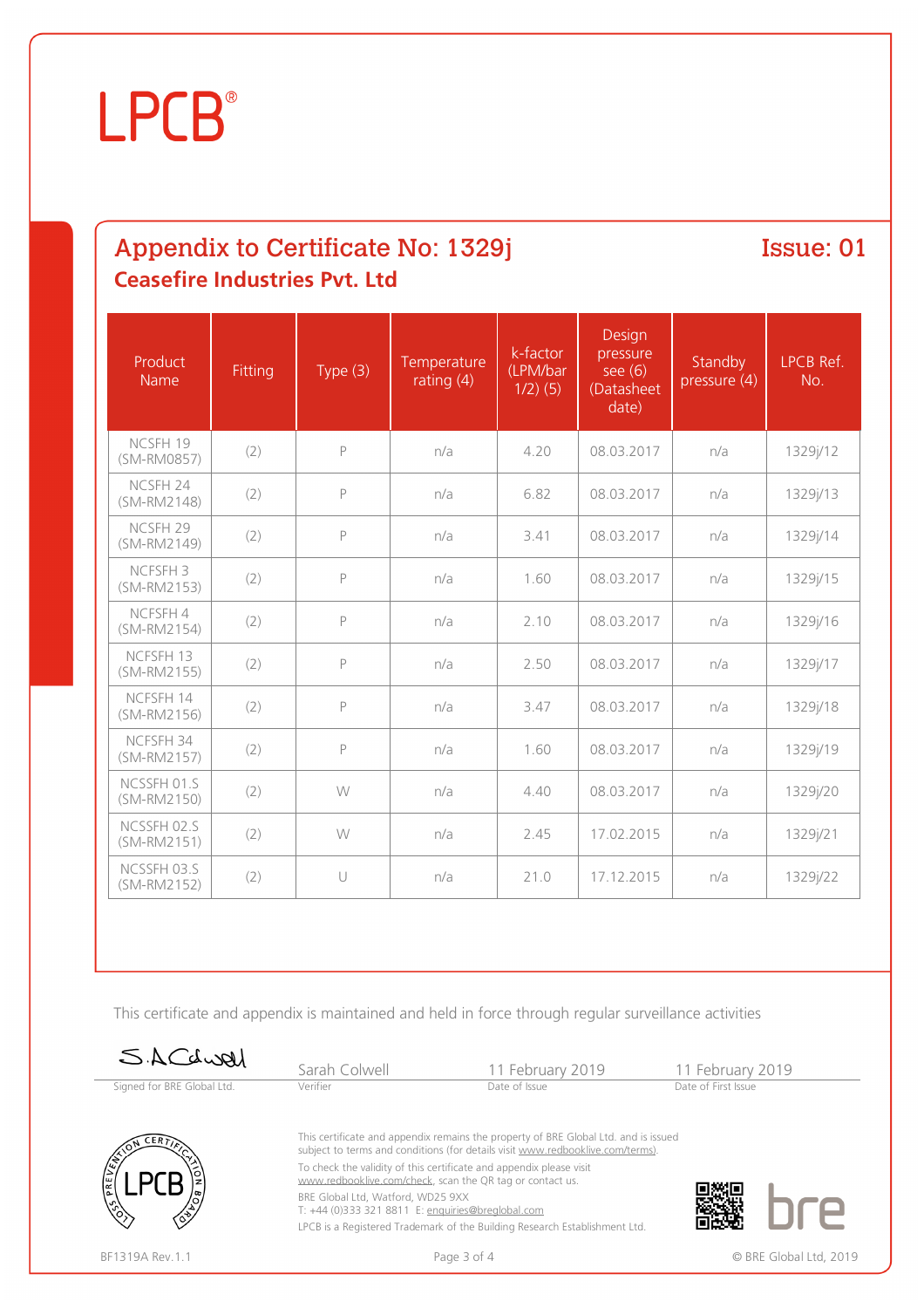LPCB®

## Appendix to Certificate No: 1329j

**Issue: 01**

### Ceasefire Industries Pvt. Ltd

| Product Name | Fitting | Type (3) | Temperature rating (4) | k-factor (LPM/bar 1/2) (5) | Design pressure see (6) (Datasheet date) | Standby pressure (4) | LPCB Ref. No. |
|---|---|---|---|---|---|---|---|
| NCSFH 19 (SM-RM0857) | (2) | P | n/a | 4.20 | 08.03.2017 | n/a | 1329j/12 |
| NCSFH 24 (SM-RM2148) | (2) | P | n/a | 6.82 | 08.03.2017 | n/a | 1329j/13 |
| NCSFH 29 (SM-RM2149) | (2) | P | n/a | 3.41 | 08.03.2017 | n/a | 1329j/14 |
| NCFSFH 3 (SM-RM2153) | (2) | P | n/a | 1.60 | 08.03.2017 | n/a | 1329j/15 |
| NCFSFH 4 (SM-RM2154) | (2) | P | n/a | 2.10 | 08.03.2017 | n/a | 1329j/16 |
| NCFSFH 13 (SM-RM2155) | (2) | P | n/a | 2.50 | 08.03.2017 | n/a | 1329j/17 |
| NCFSFH 14 (SM-RM2156) | (2) | P | n/a | 3.47 | 08.03.2017 | n/a | 1329j/18 |
| NCFSFH 34 (SM-RM2157) | (2) | P | n/a | 1.60 | 08.03.2017 | n/a | 1329j/19 |
| NCSSFH 01.S (SM-RM2150) | (2) | W | n/a | 4.40 | 08.03.2017 | n/a | 1329j/20 |
| NCSSFH 02.S (SM-RM2151) | (2) | W | n/a | 2.45 | 17.02.2015 | n/a | 1329j/21 |
| NCSSFH 03.S (SM-RM2152) | (2) | U | n/a | 21.0 | 17.12.2015 | n/a | 1329j/22 |

This certificate and appendix is maintained and held in force through regular surveillance activities

| S.A.Colwell | Sarah Colwell | 11 February 2019 | 11 February 2019 |
|---|---|---|---|
| Signed for BRE Global Ltd. | Verifier | Date of Issue | Date of First Issue |

This certificate and appendix remains the property of BRE Global Ltd. and is issued subject to terms and conditions (for details visit www.redbooklive.com/terms).

To check the validity of this certificate and appendix please visit www.redbooklive.com/check, scan the QR tag or contact us.

BRE Global Ltd, Watford, WD25 9XX
T: +44 (0)333 321 8811 E: enquiries@breglobal.com

LPCB is a Registered Trademark of the Building Research Establishment Ltd.

BF1319A Rev.1.1

© BRE Global Ltd, 2019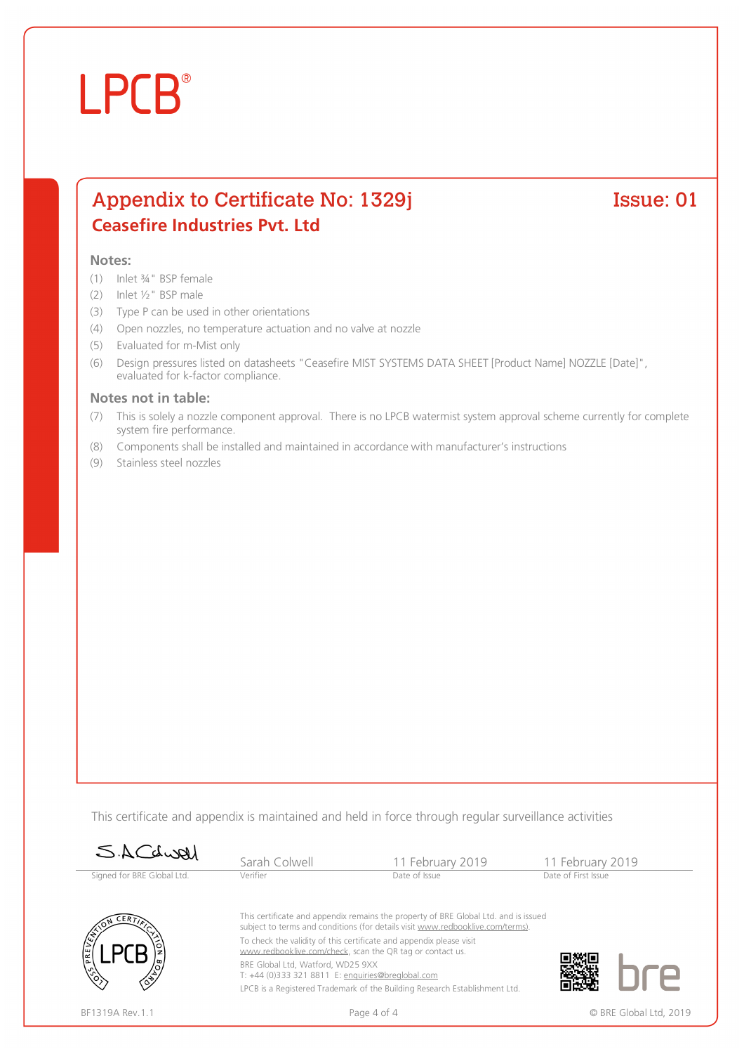LPCB®

## Appendix to Certificate No: 1329j

Issue: 01

### Ceasefire Industries Pvt. Ltd

**Notes:**

(1) Inlet ¾" BSP female
(2) Inlet ½" BSP male
(3) Type P can be used in other orientations
(4) Open nozzles, no temperature actuation and no valve at nozzle
(5) Evaluated for m-Mist only
(6) Design pressures listed on datasheets "Ceasefire MIST SYSTEMS DATA SHEET [Product Name] NOZZLE [Date]", evaluated for k-factor compliance.

**Notes not in table:**

(7) This is solely a nozzle component approval. There is no LPCB watermist system approval scheme currently for complete system fire performance.
(8) Components shall be installed and maintained in accordance with manufacturer's instructions
(9) Stainless steel nozzles

This certificate and appendix is maintained and held in force through regular surveillance activities

| S.A.Colwell | Sarah Colwell | 11 February 2019 | 11 February 2019 |
|---|---|---|---|
| Signed for BRE Global Ltd. | Verifier | Date of Issue | Date of First Issue |

This certificate and appendix remains the property of BRE Global Ltd. and is issued subject to terms and conditions (for details visit www.redbooklive.com/terms).

To check the validity of this certificate and appendix please visit www.redbooklive.com/check, scan the QR tag or contact us.

BRE Global Ltd, Watford, WD25 9XX
T: +44 (0)333 321 8811 E: enquiries@breglobal.com

LPCB is a Registered Trademark of the Building Research Establishment Ltd.

BF1319A Rev.1.1

© BRE Global Ltd, 2019